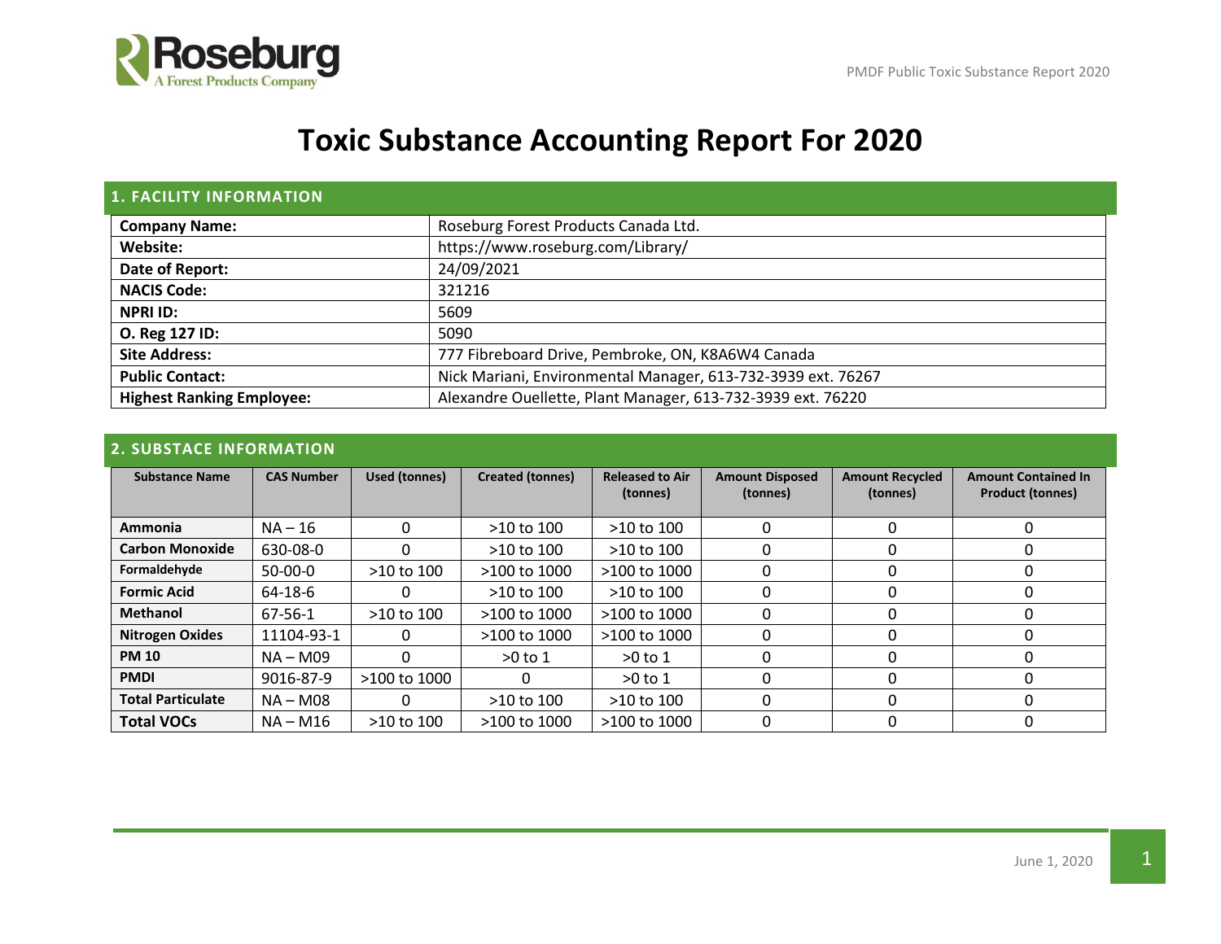# Toxic Substance Accounting Report For 2020

## 1. FACILITY INFORMATION

| | |
|---|---|
| **Company Name:** | Roseburg Forest Products Canada Ltd. |
| **Website:** | https://www.roseburg.com/Library/ |
| **Date of Report:** | 24/09/2021 |
| **NACIS Code:** | 321216 |
| **NPRI ID:** | 5609 |
| **O. Reg 127 ID:** | 5090 |
| **Site Address:** | 777 Fibreboard Drive, Pembroke, ON, K8A6W4 Canada |
| **Public Contact:** | Nick Mariani, Environmental Manager, 613-732-3939 ext. 76267 |
| **Highest Ranking Employee:** | Alexandre Ouellette, Plant Manager, 613-732-3939 ext. 76220 |

## 2. SUBSTACE INFORMATION

| Substance Name | CAS Number | Used (tonnes) | Created (tonnes) | Released to Air (tonnes) | Amount Disposed (tonnes) | Amount Recycled (tonnes) | Amount Contained In Product (tonnes) |
|---|---|---|---|---|---|---|---|
| **Ammonia** | NA – 16 | 0 | >10 to 100 | >10 to 100 | 0 | 0 | 0 |
| **Carbon Monoxide** | 630-08-0 | 0 | >10 to 100 | >10 to 100 | 0 | 0 | 0 |
| **Formaldehyde** | 50-00-0 | >10 to 100 | >100 to 1000 | >100 to 1000 | 0 | 0 | 0 |
| **Formic Acid** | 64-18-6 | 0 | >10 to 100 | >10 to 100 | 0 | 0 | 0 |
| **Methanol** | 67-56-1 | >10 to 100 | >100 to 1000 | >100 to 1000 | 0 | 0 | 0 |
| **Nitrogen Oxides** | 11104-93-1 | 0 | >100 to 1000 | >100 to 1000 | 0 | 0 | 0 |
| **PM 10** | NA – M09 | 0 | >0 to 1 | >0 to 1 | 0 | 0 | 0 |
| **PMDI** | 9016-87-9 | >100 to 1000 | 0 | >0 to 1 | 0 | 0 | 0 |
| **Total Particulate** | NA – M08 | 0 | >10 to 100 | >10 to 100 | 0 | 0 | 0 |
| **Total VOCs** | NA – M16 | >10 to 100 | >100 to 1000 | >100 to 1000 | 0 | 0 | 0 |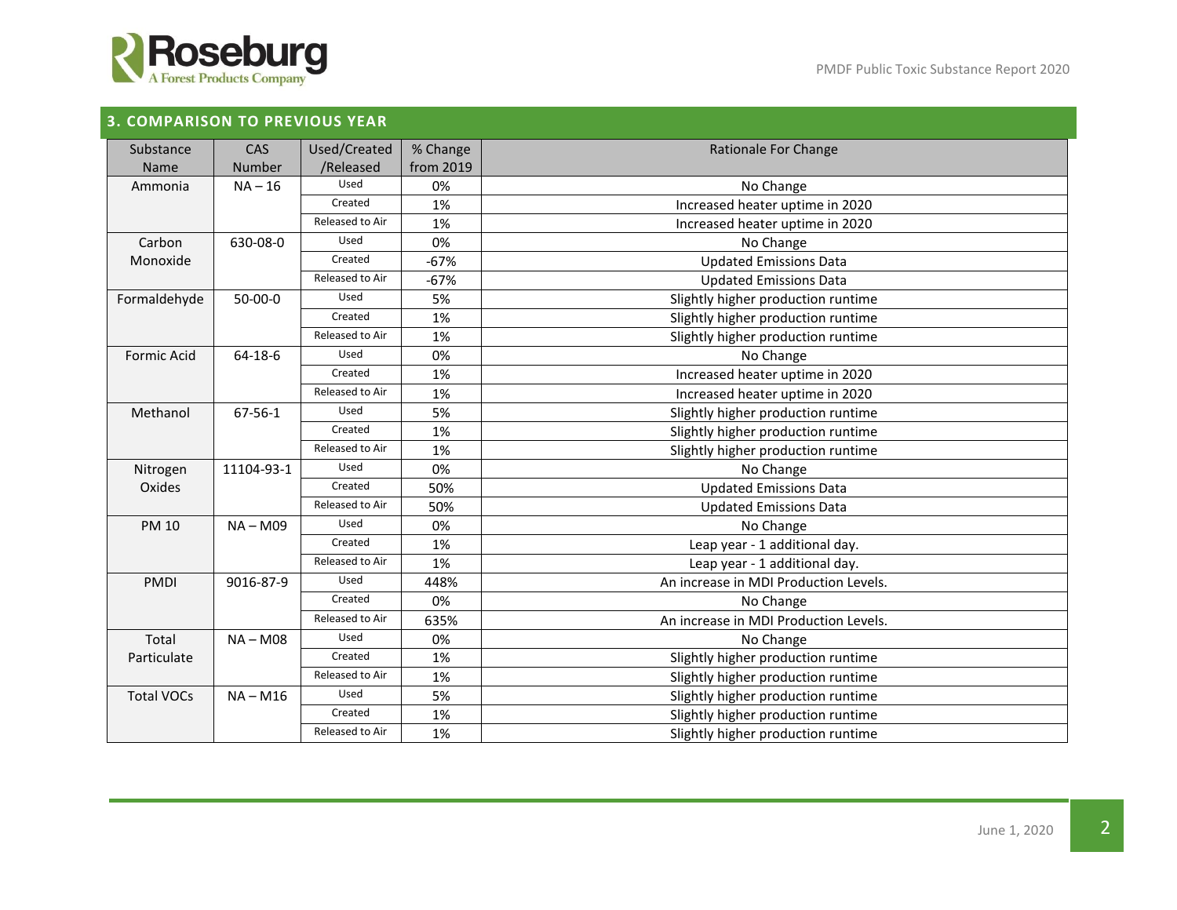## 3. COMPARISON TO PREVIOUS YEAR

| Substance Name | CAS Number | Used/Created /Released | % Change from 2019 | Rationale For Change |
|---|---|---|---|---|
| Ammonia | NA – 16 | Used | 0% | No Change |
| | | Created | 1% | Increased heater uptime in 2020 |
| | | Released to Air | 1% | Increased heater uptime in 2020 |
| Carbon Monoxide | 630-08-0 | Used | 0% | No Change |
| | | Created | -67% | Updated Emissions Data |
| | | Released to Air | -67% | Updated Emissions Data |
| Formaldehyde | 50-00-0 | Used | 5% | Slightly higher production runtime |
| | | Created | 1% | Slightly higher production runtime |
| | | Released to Air | 1% | Slightly higher production runtime |
| Formic Acid | 64-18-6 | Used | 0% | No Change |
| | | Created | 1% | Increased heater uptime in 2020 |
| | | Released to Air | 1% | Increased heater uptime in 2020 |
| Methanol | 67-56-1 | Used | 5% | Slightly higher production runtime |
| | | Created | 1% | Slightly higher production runtime |
| | | Released to Air | 1% | Slightly higher production runtime |
| Nitrogen Oxides | 11104-93-1 | Used | 0% | No Change |
| | | Created | 50% | Updated Emissions Data |
| | | Released to Air | 50% | Updated Emissions Data |
| PM 10 | NA – M09 | Used | 0% | No Change |
| | | Created | 1% | Leap year - 1 additional day. |
| | | Released to Air | 1% | Leap year - 1 additional day. |
| PMDI | 9016-87-9 | Used | 448% | An increase in MDI Production Levels. |
| | | Created | 0% | No Change |
| | | Released to Air | 635% | An increase in MDI Production Levels. |
| Total Particulate | NA – M08 | Used | 0% | No Change |
| | | Created | 1% | Slightly higher production runtime |
| | | Released to Air | 1% | Slightly higher production runtime |
| Total VOCs | NA – M16 | Used | 5% | Slightly higher production runtime |
| | | Created | 1% | Slightly higher production runtime |
| | | Released to Air | 1% | Slightly higher production runtime |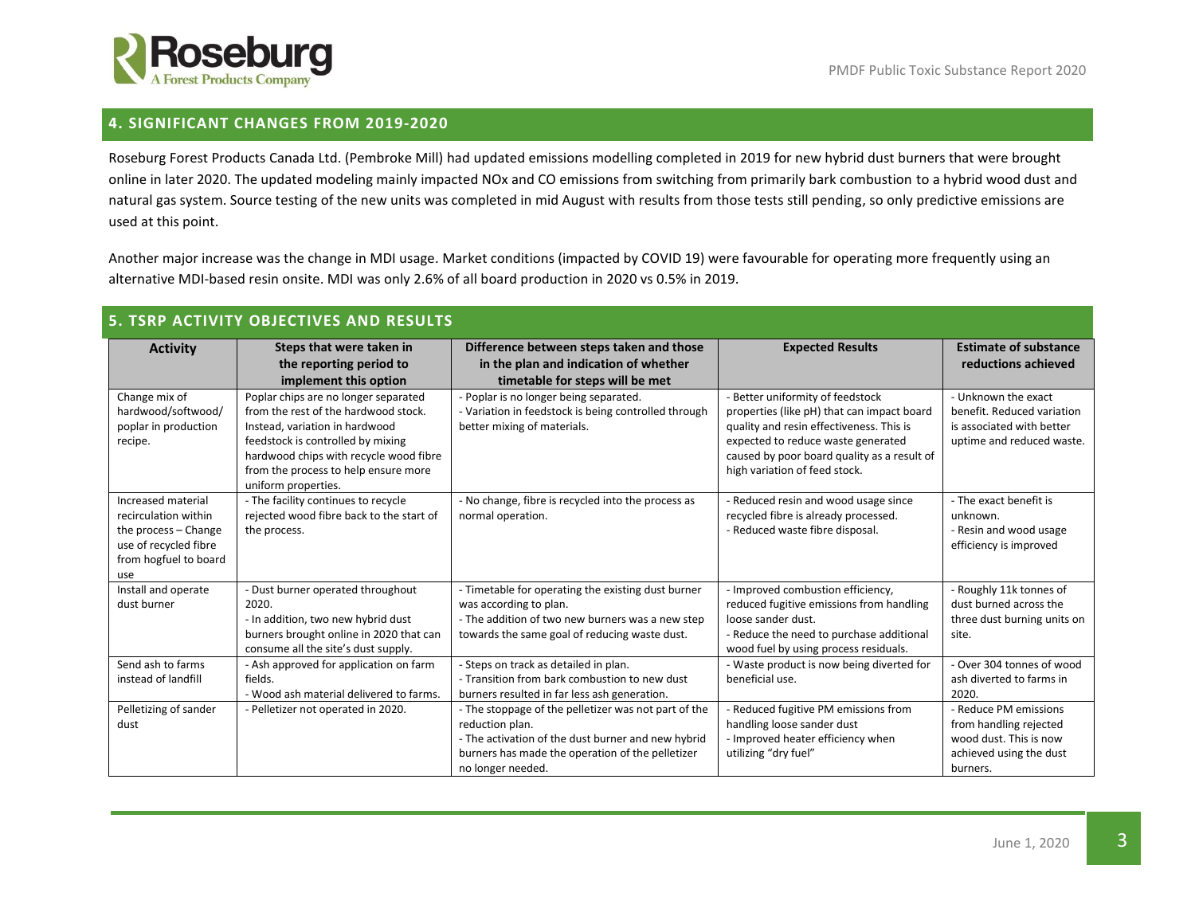## 4. SIGNIFICANT CHANGES FROM 2019-2020

Roseburg Forest Products Canada Ltd. (Pembroke Mill) had updated emissions modelling completed in 2019 for new hybrid dust burners that were brought online in later 2020. The updated modeling mainly impacted NOx and CO emissions from switching from primarily bark combustion to a hybrid wood dust and natural gas system. Source testing of the new units was completed in mid August with results from those tests still pending, so only predictive emissions are used at this point.

Another major increase was the change in MDI usage. Market conditions (impacted by COVID 19) were favourable for operating more frequently using an alternative MDI-based resin onsite. MDI was only 2.6% of all board production in 2020 vs 0.5% in 2019.

## 5. TSRP ACTIVITY OBJECTIVES AND RESULTS

| Activity | Steps that were taken in the reporting period to implement this option | Difference between steps taken and those in the plan and indication of whether timetable for steps will be met | Expected Results | Estimate of substance reductions achieved |
|---|---|---|---|---|
| Change mix of hardwood/softwood/ poplar in production recipe. | Poplar chips are no longer separated from the rest of the hardwood stock. Instead, variation in hardwood feedstock is controlled by mixing hardwood chips with recycle wood fibre from the process to help ensure more uniform properties. | - Poplar is no longer being separated.<br>- Variation in feedstock is being controlled through better mixing of materials. | - Better uniformity of feedstock properties (like pH) that can impact board quality and resin effectiveness. This is expected to reduce waste generated caused by poor board quality as a result of high variation of feed stock. | - Unknown the exact benefit. Reduced variation is associated with better uptime and reduced waste. |
| Increased material recirculation within the process – Change use of recycled fibre from hogfuel to board use | - The facility continues to recycle rejected wood fibre back to the start of the process. | - No change, fibre is recycled into the process as normal operation. | - Reduced resin and wood usage since recycled fibre is already processed.<br>- Reduced waste fibre disposal. | - The exact benefit is unknown.<br>- Resin and wood usage efficiency is improved |
| Install and operate dust burner | - Dust burner operated throughout 2020.<br>- In addition, two new hybrid dust burners brought online in 2020 that can consume all the site's dust supply. | - Timetable for operating the existing dust burner was according to plan.<br>- The addition of two new burners was a new step towards the same goal of reducing waste dust. | - Improved combustion efficiency, reduced fugitive emissions from handling loose sander dust.<br>- Reduce the need to purchase additional wood fuel by using process residuals. | - Roughly 11k tonnes of dust burned across the three dust burning units on site. |
| Send ash to farms instead of landfill | - Ash approved for application on farm fields.<br>- Wood ash material delivered to farms. | - Steps on track as detailed in plan.<br>- Transition from bark combustion to new dust burners resulted in far less ash generation. | - Waste product is now being diverted for beneficial use. | - Over 304 tonnes of wood ash diverted to farms in 2020. |
| Pelletizing of sander dust | - Pelletizer not operated in 2020. | - The stoppage of the pelletizer was not part of the reduction plan.<br>- The activation of the dust burner and new hybrid burners has made the operation of the pelletizer no longer needed. | - Reduced fugitive PM emissions from handling loose sander dust<br>- Improved heater efficiency when utilizing "dry fuel" | - Reduce PM emissions from handling rejected wood dust. This is now achieved using the dust burners. |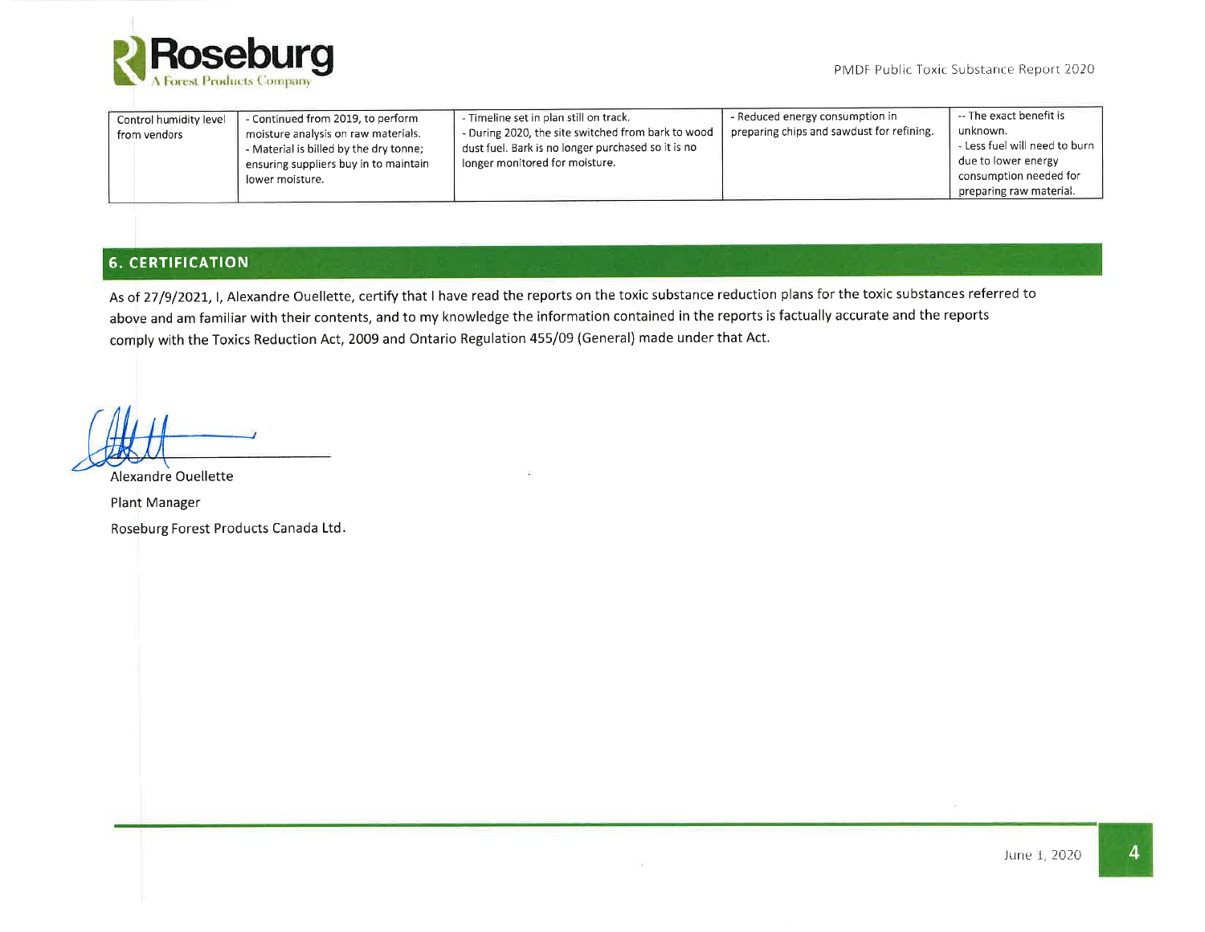| | | | | |
|---|---|---|---|---|
| Control humidity level from vendors | - Continued from 2019, to perform moisture analysis on raw materials.<br>- Material is billed by the dry tonne; ensuring suppliers buy in to maintain lower moisture. | - Timeline set in plan still on track.<br>- During 2020, the site switched from bark to wood dust fuel. Bark is no longer purchased so it is no longer monitored for moisture. | - Reduced energy consumption in preparing chips and sawdust for refining. | -- The exact benefit is unknown.<br>- Less fuel will need to burn due to lower energy consumption needed for preparing raw material. |

## 6. CERTIFICATION

As of 27/9/2021, I, Alexandre Ouellette, certify that I have read the reports on the toxic substance reduction plans for the toxic substances referred to above and am familiar with their contents, and to my knowledge the information contained in the reports is factually accurate and the reports comply with the Toxics Reduction Act, 2009 and Ontario Regulation 455/09 (General) made under that Act.

Alexandre Ouellette

Plant Manager

Roseburg Forest Products Canada Ltd.